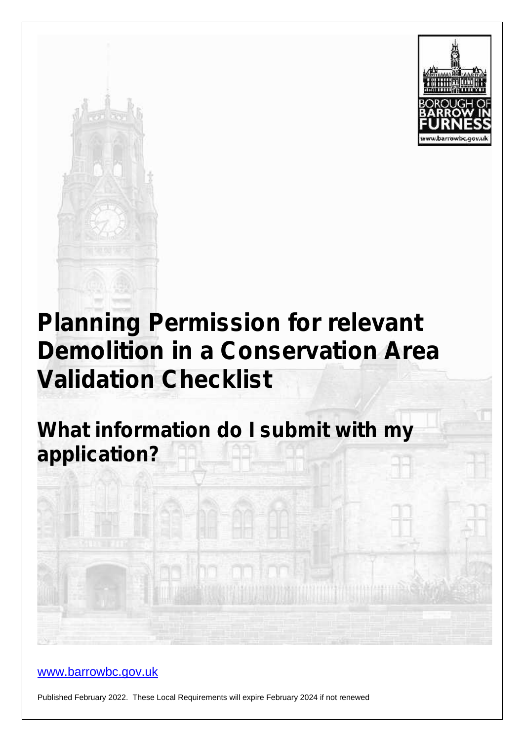# Planning Permission for relevant Demolition in a Conservation Area Validation Checklist

## What information do I submit with my application?

[www.barrowbc.gov.uk](http://www.barrowbc.gov.uk)

Published February 2022. These Local Requirements will expire February 2024 if not renewed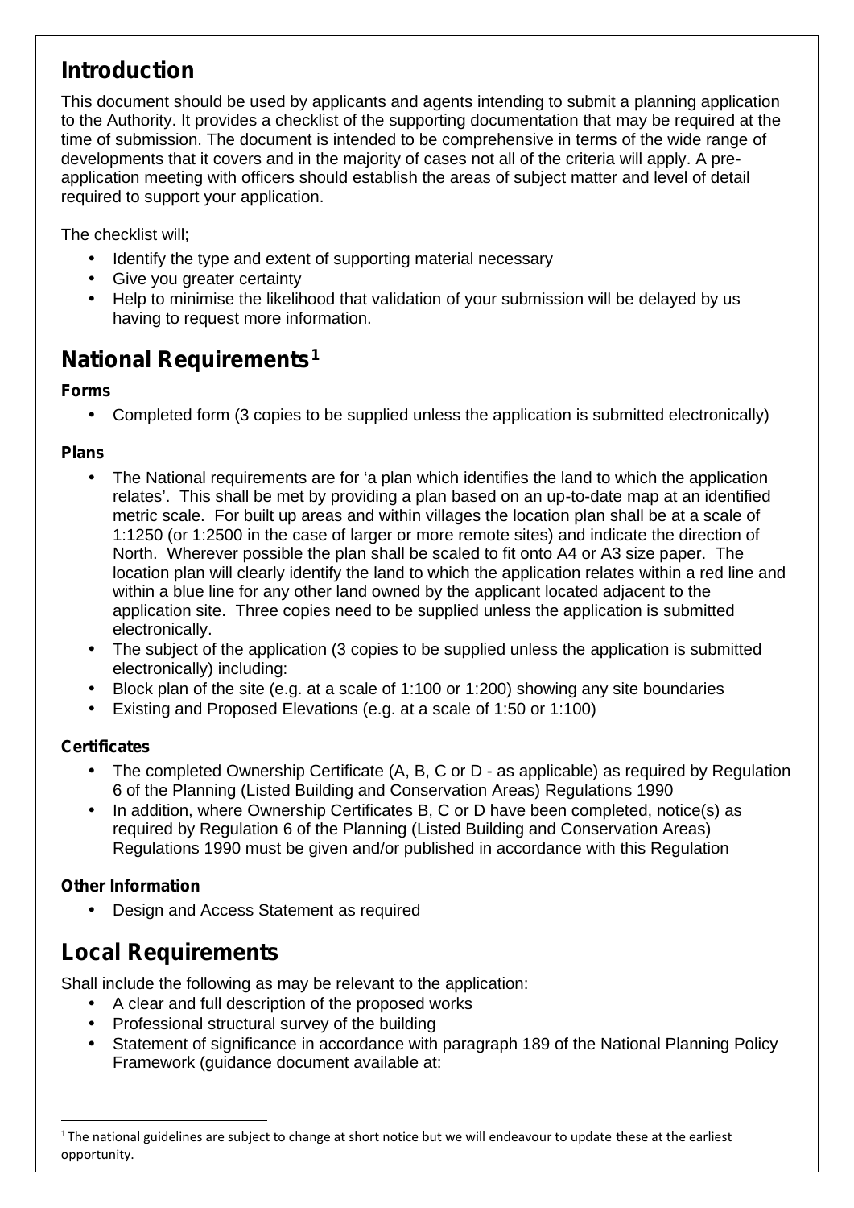## Introduction

This document should be used by applicants and agents intending to submit a planning application to the Authority. It provides a checklist of the supporting documentation that may be required at the time of submission. The document is intended to be comprehensive in terms of the wide range of developments that it covers and in the majority of cases not all of the criteria will apply. A pre-application meeting with officers should establish the areas of subject matter and level of detail required to support your application.

The checklist will;

- Identify the type and extent of supporting material necessary
- Give you greater certainty
- Help to minimise the likelihood that validation of your submission will be delayed by us having to request more information.

## National Requirements[1]

**Forms**

- Completed form (3 copies to be supplied unless the application is submitted electronically)

**Plans**

- The National requirements are for 'a plan which identifies the land to which the application relates'. This shall be met by providing a plan based on an up-to-date map at an identified metric scale. For built up areas and within villages the location plan shall be at a scale of 1:1250 (or 1:2500 in the case of larger or more remote sites) and indicate the direction of North. Wherever possible the plan shall be scaled to fit onto A4 or A3 size paper. The location plan will clearly identify the land to which the application relates within a red line and within a blue line for any other land owned by the applicant located adjacent to the application site. Three copies need to be supplied unless the application is submitted electronically.
- The subject of the application (3 copies to be supplied unless the application is submitted electronically) including:
- Block plan of the site (e.g. at a scale of 1:100 or 1:200) showing any site boundaries
- Existing and Proposed Elevations (e.g. at a scale of 1:50 or 1:100)

**Certificates**

- The completed Ownership Certificate (A, B, C or D - as applicable) as required by Regulation 6 of the Planning (Listed Building and Conservation Areas) Regulations 1990
- In addition, where Ownership Certificates B, C or D have been completed, notice(s) as required by Regulation 6 of the Planning (Listed Building and Conservation Areas) Regulations 1990 must be given and/or published in accordance with this Regulation

**Other Information**

- Design and Access Statement as required

## Local Requirements

Shall include the following as may be relevant to the application:

- A clear and full description of the proposed works
- Professional structural survey of the building
- Statement of significance in accordance with paragraph 189 of the National Planning Policy Framework (guidance document available at:

[1] The national guidelines are subject to change at short notice but we will endeavour to update these at the earliest opportunity.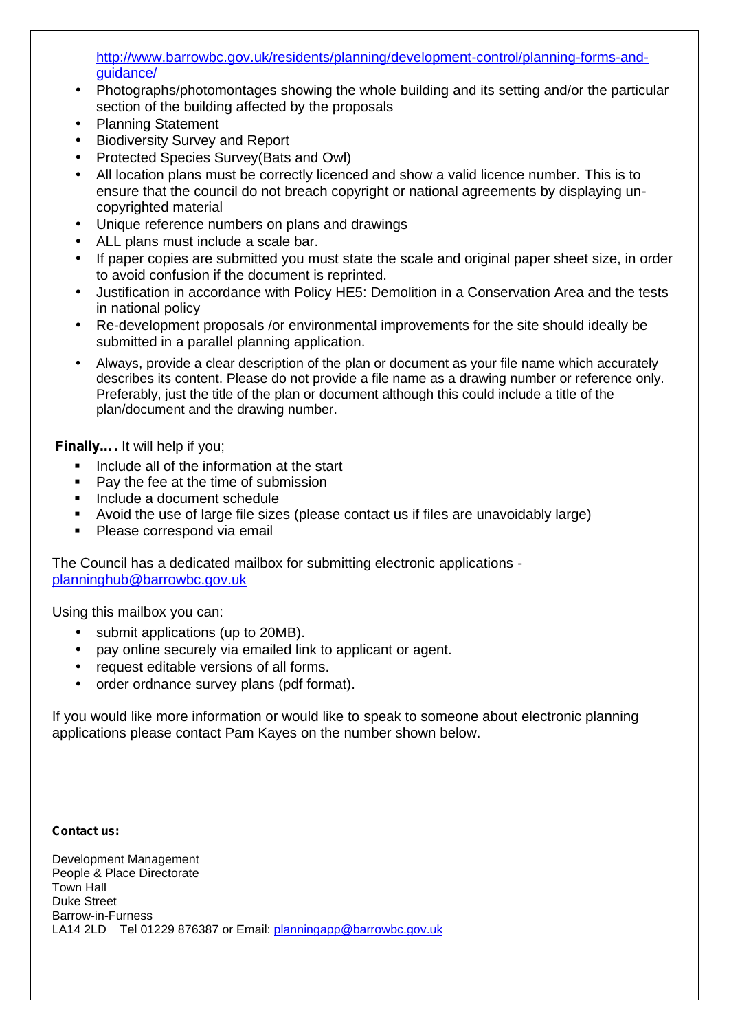http://www.barrowbc.gov.uk/residents/planning/development-control/planning-forms-and-guidance/

- Photographs/photomontages showing the whole building and its setting and/or the particular section of the building affected by the proposals
- Planning Statement
- Biodiversity Survey and Report
- Protected Species Survey(Bats and Owl)
- All location plans must be correctly licenced and show a valid licence number. This is to ensure that the council do not breach copyright or national agreements by displaying un-copyrighted material
- Unique reference numbers on plans and drawings
- ALL plans must include a scale bar.
- If paper copies are submitted you must state the scale and original paper sheet size, in order to avoid confusion if the document is reprinted.
- Justification in accordance with Policy HE5: Demolition in a Conservation Area and the tests in national policy
- Re-development proposals /or environmental improvements for the site should ideally be submitted in a parallel planning application.
- Always, provide a clear description of the plan or document as your file name which accurately describes its content. Please do not provide a file name as a drawing number or reference only. Preferably, just the title of the plan or document although this could include a title of the plan/document and the drawing number.

**Finally….** It will help if you;

- Include all of the information at the start
- Pay the fee at the time of submission
- Include a document schedule
- Avoid the use of large file sizes (please contact us if files are unavoidably large)
- Please correspond via email

The Council has a dedicated mailbox for submitting electronic applications - planninghub@barrowbc.gov.uk

Using this mailbox you can:

- submit applications (up to 20MB).
- pay online securely via emailed link to applicant or agent.
- request editable versions of all forms.
- order ordnance survey plans (pdf format).

If you would like more information or would like to speak to someone about electronic planning applications please contact Pam Kayes on the number shown below.

**Contact us:**

Development Management
People & Place Directorate
Town Hall
Duke Street
Barrow-in-Furness
LA14 2LD    Tel 01229 876387 or Email: planningapp@barrowbc.gov.uk